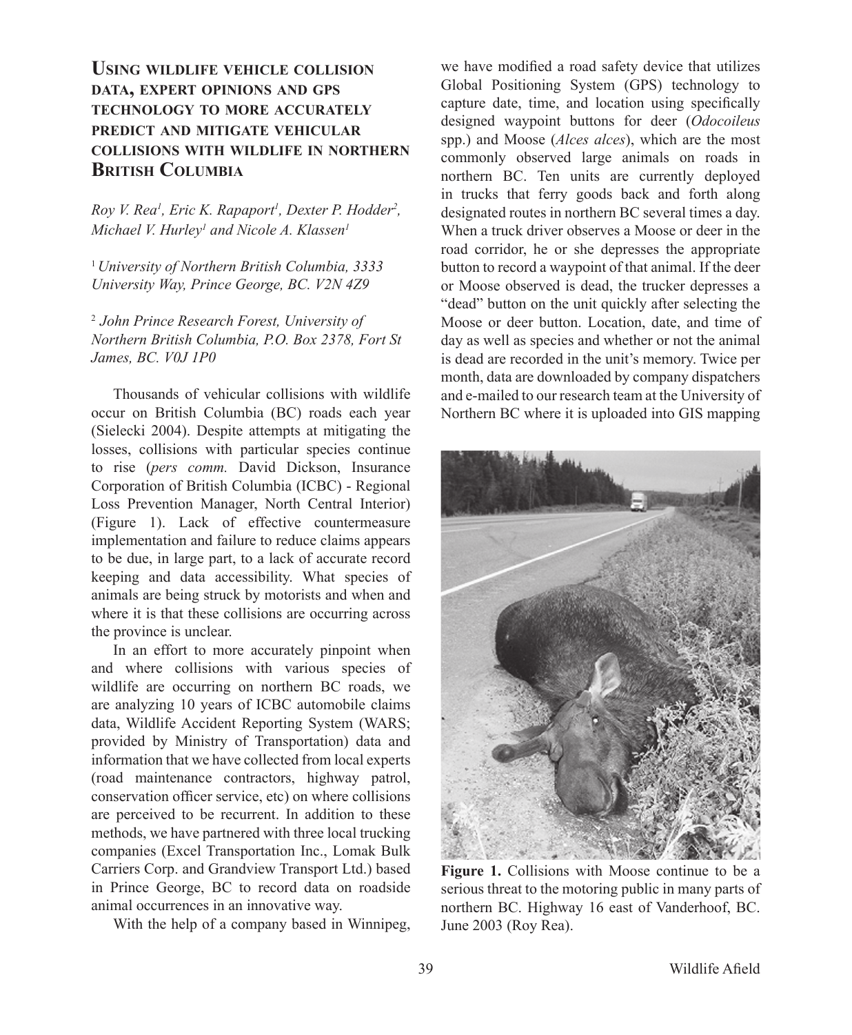# Using wildlife vehicle collision data, expert opinions and GPS technology to more accurately predict and mitigate vehicular collisions with wildlife in northern British Columbia

*Roy V. Rea[1], Eric K. Rapaport[1], Dexter P. Hodder[2], Michael V. Hurley[1] and Nicole A. Klassen[1]*

[1] *University of Northern British Columbia, 3333 University Way, Prince George, BC. V2N 4Z9*

[2] *John Prince Research Forest, University of Northern British Columbia, P.O. Box 2378, Fort St James, BC. V0J 1P0*

Thousands of vehicular collisions with wildlife occur on British Columbia (BC) roads each year (Sielecki 2004). Despite attempts at mitigating the losses, collisions with particular species continue to rise (*pers comm.* David Dickson, Insurance Corporation of British Columbia (ICBC) - Regional Loss Prevention Manager, North Central Interior) (Figure 1). Lack of effective countermeasure implementation and failure to reduce claims appears to be due, in large part, to a lack of accurate record keeping and data accessibility. What species of animals are being struck by motorists and when and where it is that these collisions are occurring across the province is unclear.

In an effort to more accurately pinpoint when and where collisions with various species of wildlife are occurring on northern BC roads, we are analyzing 10 years of ICBC automobile claims data, Wildlife Accident Reporting System (WARS; provided by Ministry of Transportation) data and information that we have collected from local experts (road maintenance contractors, highway patrol, conservation officer service, etc) on where collisions are perceived to be recurrent. In addition to these methods, we have partnered with three local trucking companies (Excel Transportation Inc., Lomak Bulk Carriers Corp. and Grandview Transport Ltd.) based in Prince George, BC to record data on roadside animal occurrences in an innovative way.

With the help of a company based in Winnipeg, we have modified a road safety device that utilizes Global Positioning System (GPS) technology to capture date, time, and location using specifically designed waypoint buttons for deer (*Odocoileus* spp.) and Moose (*Alces alces*), which are the most commonly observed large animals on roads in northern BC. Ten units are currently deployed in trucks that ferry goods back and forth along designated routes in northern BC several times a day. When a truck driver observes a Moose or deer in the road corridor, he or she depresses the appropriate button to record a waypoint of that animal. If the deer or Moose observed is dead, the trucker depresses a "dead" button on the unit quickly after selecting the Moose or deer button. Location, date, and time of day as well as species and whether or not the animal is dead are recorded in the unit's memory. Twice per month, data are downloaded by company dispatchers and e-mailed to our research team at the University of Northern BC where it is uploaded into GIS mapping

**Figure 1.** Collisions with Moose continue to be a serious threat to the motoring public in many parts of northern BC. Highway 16 east of Vanderhoof, BC. June 2003 (Roy Rea).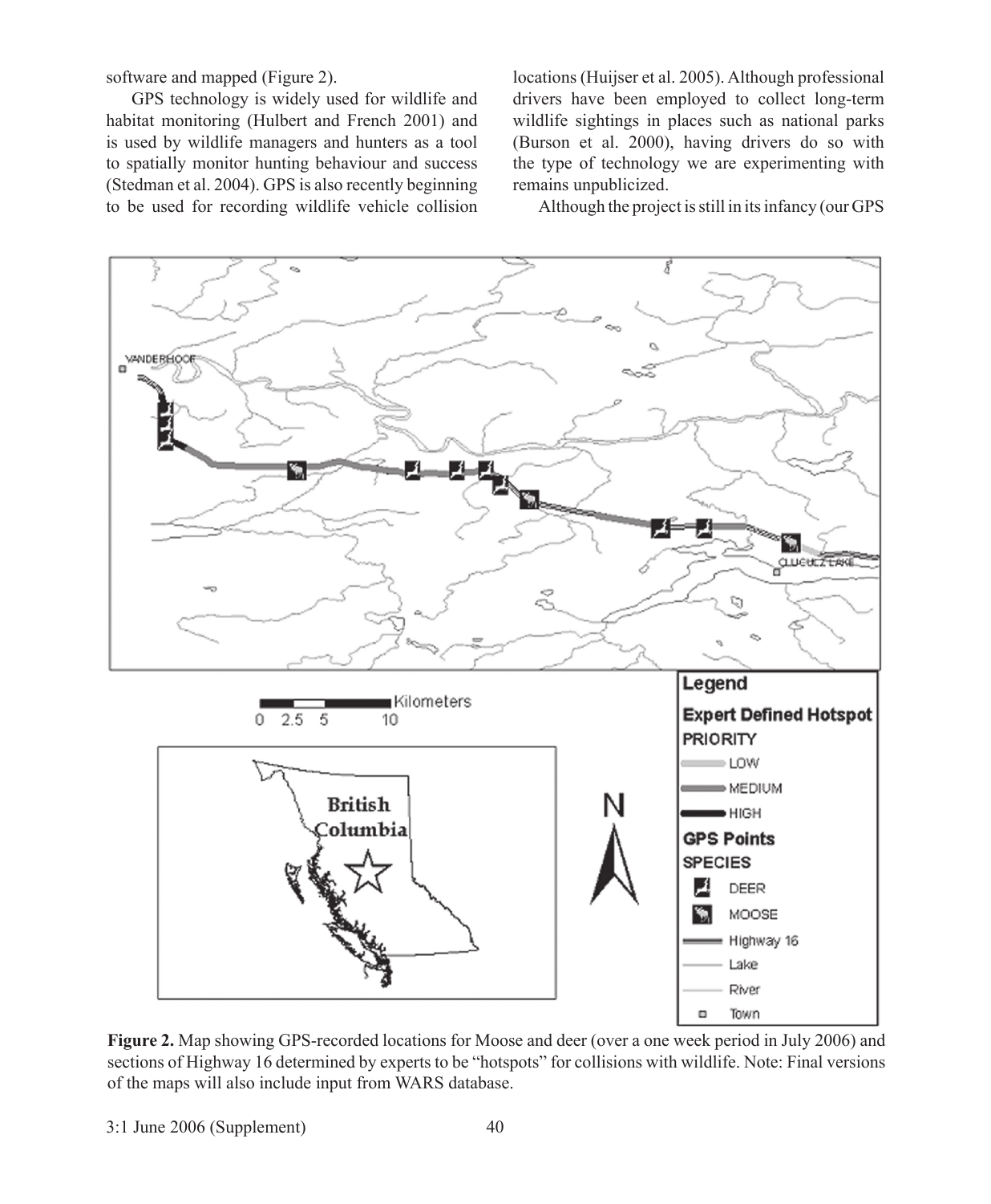software and mapped (Figure 2).

GPS technology is widely used for wildlife and habitat monitoring (Hulbert and French 2001) and is used by wildlife managers and hunters as a tool to spatially monitor hunting behaviour and success (Stedman et al. 2004). GPS is also recently beginning to be used for recording wildlife vehicle collision locations (Huijser et al. 2005). Although professional drivers have been employed to collect long-term wildlife sightings in places such as national parks (Burson et al. 2000), having drivers do so with the type of technology we are experimenting with remains unpublicized.

Although the project is still in its infancy (our GPS

**Figure 2.** Map showing GPS-recorded locations for Moose and deer (over a one week period in July 2006) and sections of Highway 16 determined by experts to be "hotspots" for collisions with wildlife. Note: Final versions of the maps will also include input from WARS database.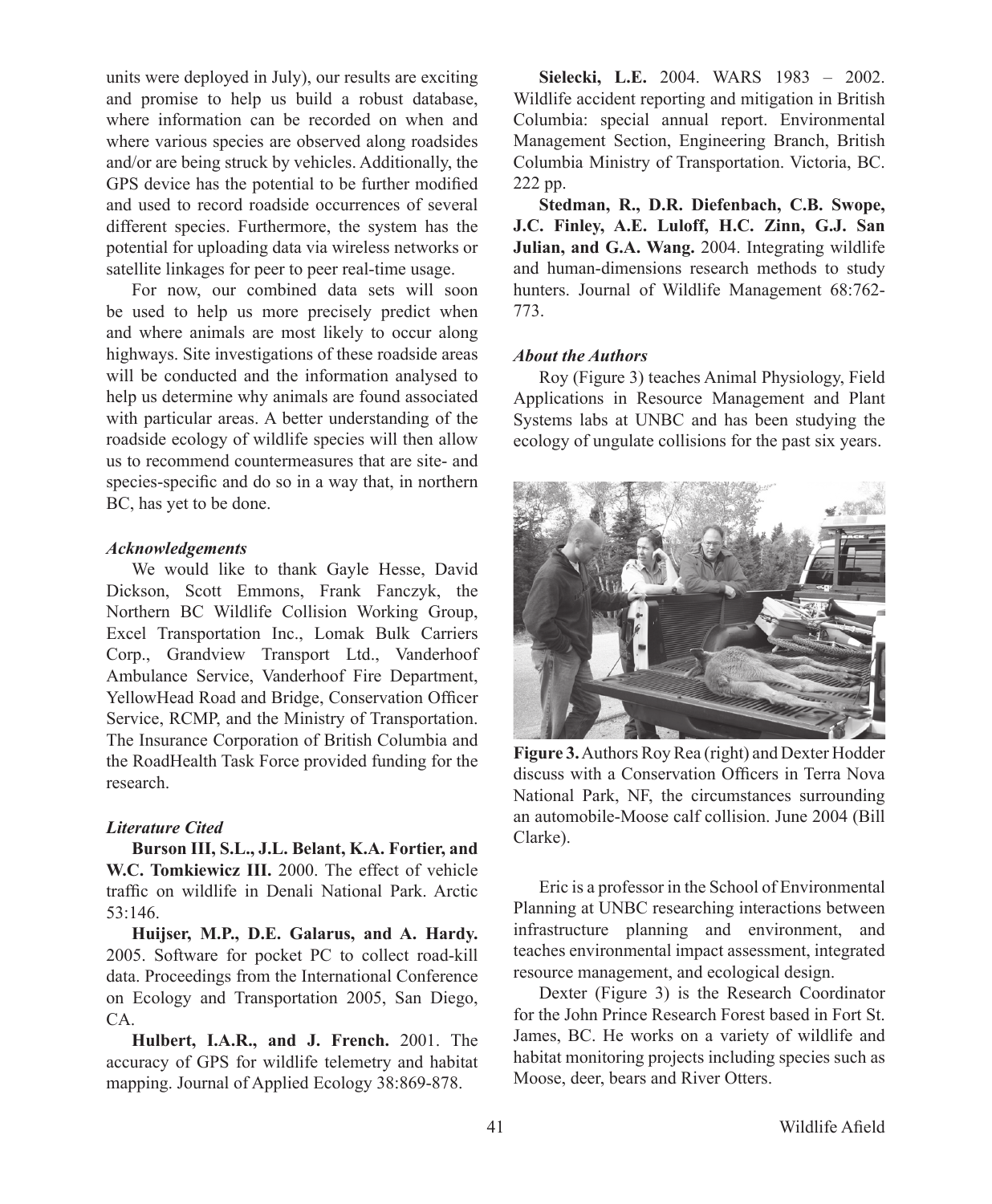units were deployed in July), our results are exciting and promise to help us build a robust database, where information can be recorded on when and where various species are observed along roadsides and/or are being struck by vehicles. Additionally, the GPS device has the potential to be further modified and used to record roadside occurrences of several different species. Furthermore, the system has the potential for uploading data via wireless networks or satellite linkages for peer to peer real-time usage.

For now, our combined data sets will soon be used to help us more precisely predict when and where animals are most likely to occur along highways. Site investigations of these roadside areas will be conducted and the information analysed to help us determine why animals are found associated with particular areas. A better understanding of the roadside ecology of wildlife species will then allow us to recommend countermeasures that are site- and species-specific and do so in a way that, in northern BC, has yet to be done.

### *Acknowledgements*

We would like to thank Gayle Hesse, David Dickson, Scott Emmons, Frank Fanczyk, the Northern BC Wildlife Collision Working Group, Excel Transportation Inc., Lomak Bulk Carriers Corp., Grandview Transport Ltd., Vanderhoof Ambulance Service, Vanderhoof Fire Department, YellowHead Road and Bridge, Conservation Officer Service, RCMP, and the Ministry of Transportation. The Insurance Corporation of British Columbia and the RoadHealth Task Force provided funding for the research.

### *Literature Cited*

**Burson III, S.L., J.L. Belant, K.A. Fortier, and W.C. Tomkiewicz III.** 2000. The effect of vehicle traffic on wildlife in Denali National Park. Arctic 53:146.

**Huijser, M.P., D.E. Galarus, and A. Hardy.** 2005. Software for pocket PC to collect road-kill data. Proceedings from the International Conference on Ecology and Transportation 2005, San Diego, CA.

**Hulbert, I.A.R., and J. French.** 2001. The accuracy of GPS for wildlife telemetry and habitat mapping. Journal of Applied Ecology 38:869-878.

**Sielecki, L.E.** 2004. WARS 1983 – 2002. Wildlife accident reporting and mitigation in British Columbia: special annual report. Environmental Management Section, Engineering Branch, British Columbia Ministry of Transportation. Victoria, BC. 222 pp.

**Stedman, R., D.R. Diefenbach, C.B. Swope, J.C. Finley, A.E. Luloff, H.C. Zinn, G.J. San Julian, and G.A. Wang.** 2004. Integrating wildlife and human-dimensions research methods to study hunters. Journal of Wildlife Management 68:762-773.

### *About the Authors*

Roy (Figure 3) teaches Animal Physiology, Field Applications in Resource Management and Plant Systems labs at UNBC and has been studying the ecology of ungulate collisions for the past six years.

**Figure 3.** Authors Roy Rea (right) and Dexter Hodder discuss with a Conservation Officers in Terra Nova National Park, NF, the circumstances surrounding an automobile-Moose calf collision. June 2004 (Bill Clarke).

Eric is a professor in the School of Environmental Planning at UNBC researching interactions between infrastructure planning and environment, and teaches environmental impact assessment, integrated resource management, and ecological design.

Dexter (Figure 3) is the Research Coordinator for the John Prince Research Forest based in Fort St. James, BC. He works on a variety of wildlife and habitat monitoring projects including species such as Moose, deer, bears and River Otters.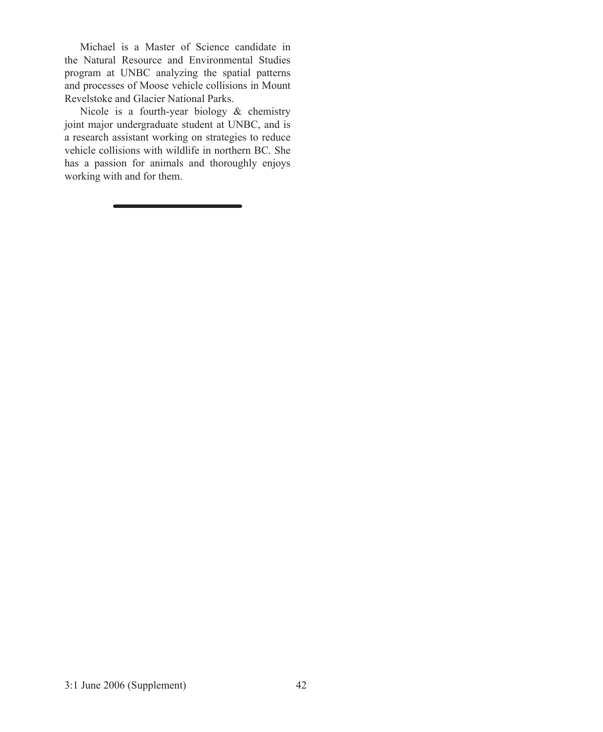Michael is a Master of Science candidate in the Natural Resource and Environmental Studies program at UNBC analyzing the spatial patterns and processes of Moose vehicle collisions in Mount Revelstoke and Glacier National Parks.

Nicole is a fourth-year biology & chemistry joint major undergraduate student at UNBC, and is a research assistant working on strategies to reduce vehicle collisions with wildlife in northern BC. She has a passion for animals and thoroughly enjoys working with and for them.